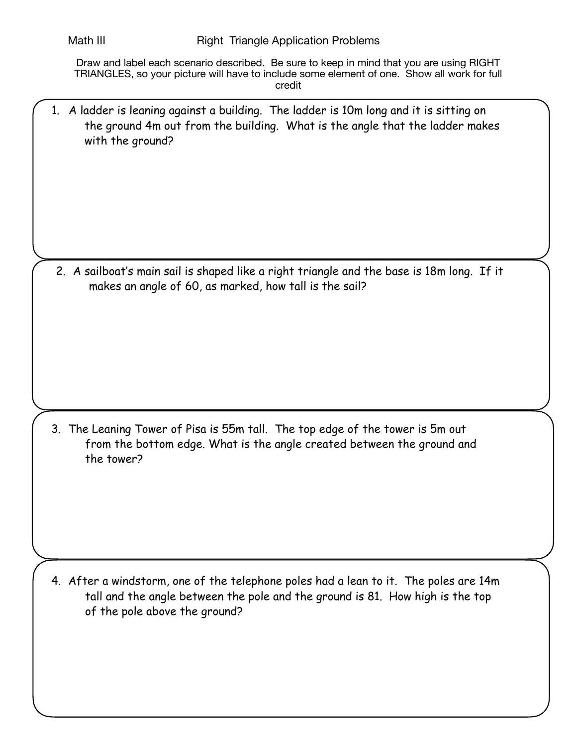Math III Right Triangle Application Problems

Draw and label each scenario described. Be sure to keep in mind that you are using RIGHT TRIANGLES, so your picture will have to include some element of one. Show all work for full credit

1. A ladder is leaning against a building. The ladder is 10m long and it is sitting on the ground 4m out from the building. What is the angle that the ladder makes with the ground?

2. A sailboat's main sail is shaped like a right triangle and the base is 18m long. If it makes an angle of 60, as marked, how tall is the sail?

3. The Leaning Tower of Pisa is 55m tall. The top edge of the tower is 5m out from the bottom edge. What is the angle created between the ground and the tower?

4. After a windstorm, one of the telephone poles had a lean to it. The poles are 14m tall and the angle between the pole and the ground is 81. How high is the top of the pole above the ground?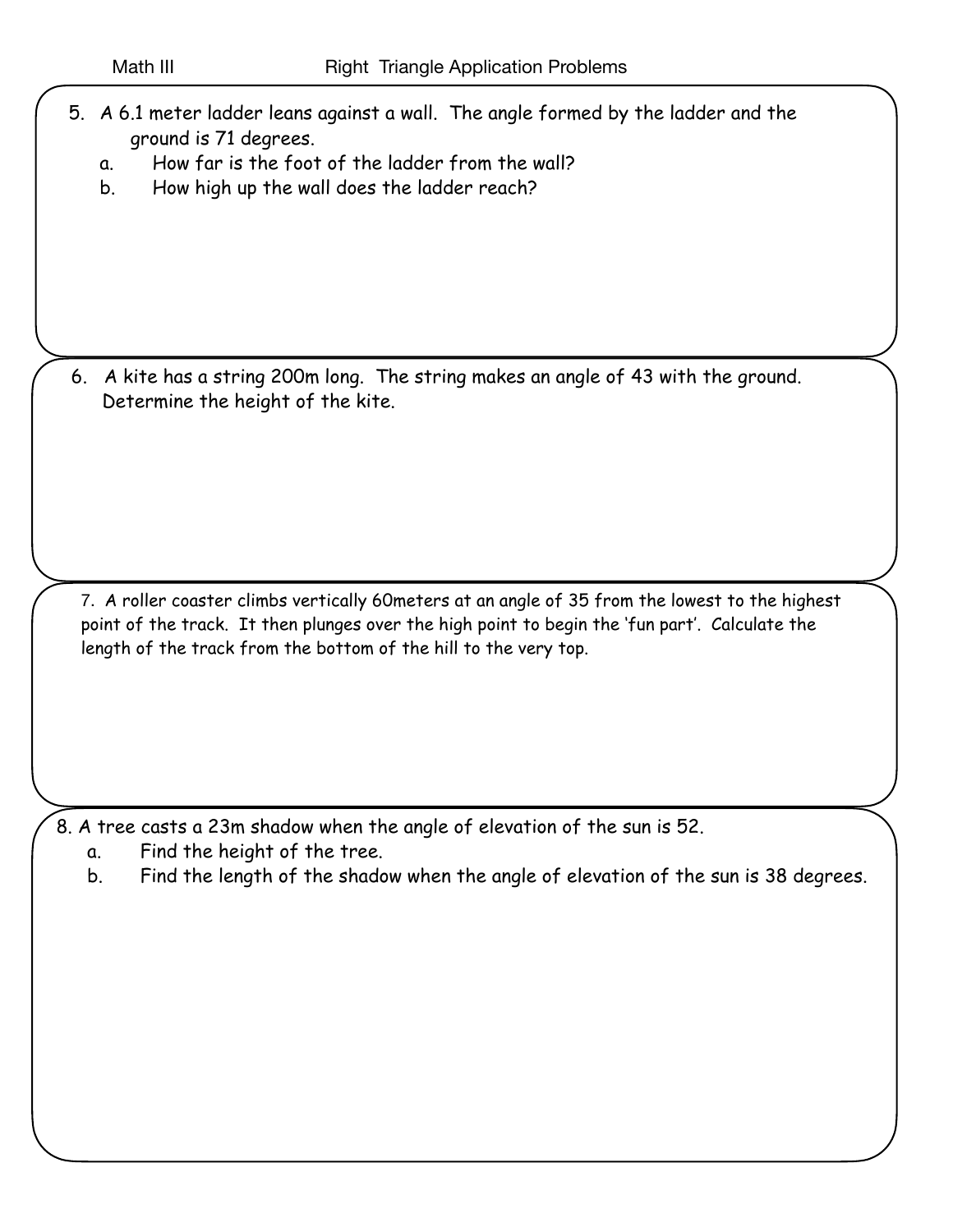Math III Right Triangle Application Problems

5. A 6.1 meter ladder leans against a wall. The angle formed by the ladder and the ground is 71 degrees.
   a. How far is the foot of the ladder from the wall?
   b. How high up the wall does the ladder reach?

6. A kite has a string 200m long. The string makes an angle of 43 with the ground. Determine the height of the kite.

7. A roller coaster climbs vertically 60meters at an angle of 35 from the lowest to the highest point of the track. It then plunges over the high point to begin the 'fun part'. Calculate the length of the track from the bottom of the hill to the very top.

8. A tree casts a 23m shadow when the angle of elevation of the sun is 52.
   a. Find the height of the tree.
   b. Find the length of the shadow when the angle of elevation of the sun is 38 degrees.